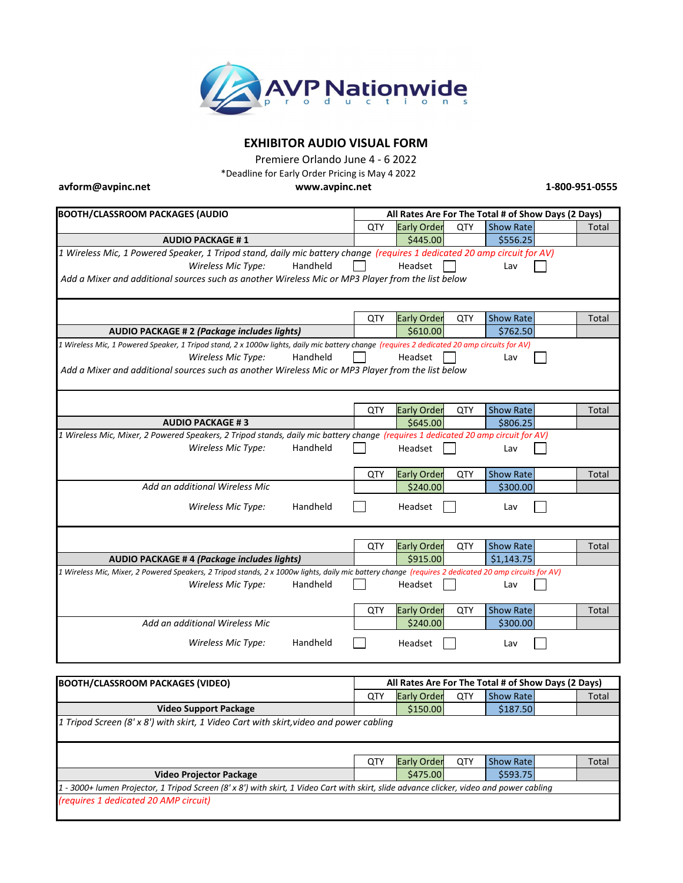# AVP Nationwide productions

## EXHIBITOR AUDIO VISUAL FORM

Premiere Orlando June 4 - 6 2022

*Deadline for Early Order Pricing is May 4 2022

**avform@avpinc.net** **www.avpinc.net** **1-800-951-0555**

| BOOTH/CLASSROOM PACKAGES (AUDIO | All Rates Are For The Total # of Show Days (2 Days) | | | | |
|---|---|---|---|---|---|
| | QTY | Early Order | QTY | Show Rate | Total |
| **AUDIO PACKAGE # 1** | | $445.00 | | $556.25 | |

*1 Wireless Mic, 1 Powered Speaker, 1 Tripod stand, daily mic battery change (requires 1 dedicated 20 amp circuit for AV)*

*Wireless Mic Type:* Handheld ☐ Headset ☐ Lav ☐

*Add a Mixer and additional sources such as another Wireless Mic or MP3 Player from the list below*

| | QTY | Early Order | QTY | Show Rate | Total |
|---|---|---|---|---|---|
| **AUDIO PACKAGE # 2 *(Package includes lights)*** | | $610.00 | | $762.50 | |

*1 Wireless Mic, 1 Powered Speaker, 1 Tripod stand, 2 x 1000w lights, daily mic battery change (requires 2 dedicated 20 amp circuits for AV)*

*Wireless Mic Type:* Handheld ☐ Headset ☐ Lav ☐

*Add a Mixer and additional sources such as another Wireless Mic or MP3 Player from the list below*

| | QTY | Early Order | QTY | Show Rate | Total |
|---|---|---|---|---|---|
| **AUDIO PACKAGE # 3** | | $645.00 | | $806.25 | |

*1 Wireless Mic, Mixer, 2 Powered Speakers, 2 Tripod stands, daily mic battery change (requires 1 dedicated 20 amp circuit for AV)*

*Wireless Mic Type:* Handheld ☐ Headset ☐ Lav ☐

| | QTY | Early Order | QTY | Show Rate | Total |
|---|---|---|---|---|---|
| *Add an additional Wireless Mic* | | $240.00 | | $300.00 | |

*Wireless Mic Type:* Handheld ☐ Headset ☐ Lav ☐

| | QTY | Early Order | QTY | Show Rate | Total |
|---|---|---|---|---|---|
| **AUDIO PACKAGE # 4 *(Package includes lights)*** | | $915.00 | | $1,143.75 | |

*1 Wireless Mic, Mixer, 2 Powered Speakers, 2 Tripod stands, 2 x 1000w lights, daily mic battery change (requires 2 dedicated 20 amp circuits for AV)*

*Wireless Mic Type:* Handheld ☐ Headset ☐ Lav ☐

| | QTY | Early Order | QTY | Show Rate | Total |
|---|---|---|---|---|---|
| *Add an additional Wireless Mic* | | $240.00 | | $300.00 | |

*Wireless Mic Type:* Handheld ☐ Headset ☐ Lav ☐

| BOOTH/CLASSROOM PACKAGES (VIDEO) | All Rates Are For The Total # of Show Days (2 Days) | | | | |
|---|---|---|---|---|---|
| | QTY | Early Order | QTY | Show Rate | Total |
| **Video Support Package** | | $150.00 | | $187.50 | |

*1 Tripod Screen (8' x 8') with skirt, 1 Video Cart with skirt,video and power cabling*

| | QTY | Early Order | QTY | Show Rate | Total |
|---|---|---|---|---|---|
| **Video Projector Package** | | $475.00 | | $593.75 | |

*1 - 3000+ lumen Projector, 1 Tripod Screen (8' x 8') with skirt, 1 Video Cart with skirt, slide advance clicker, video and power cabling*

*(requires 1 dedicated 20 AMP circuit)*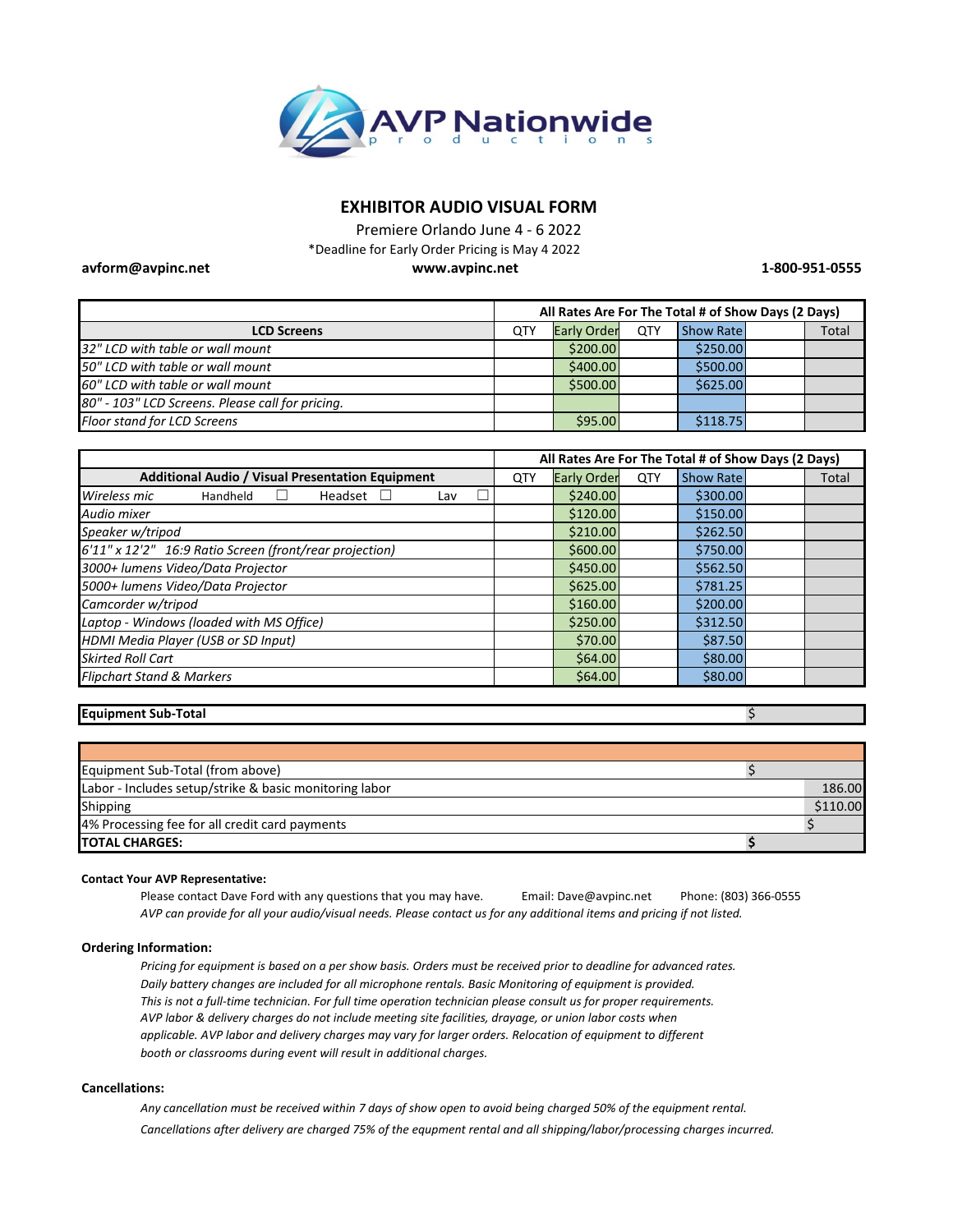AVP Nationwide productions

# EXHIBITOR AUDIO VISUAL FORM

Premiere Orlando June 4 - 6 2022

*Deadline for Early Order Pricing is May 4 2022

**avform@avpinc.net** **www.avpinc.net** **1-800-951-0555**

| | All Rates Are For The Total # of Show Days (2 Days) | | | | | |
|---|---|---|---|---|---|---|
| **LCD Screens** | QTY | Early Order | QTY | Show Rate | | Total |
| *32" LCD with table or wall mount* | | $200.00 | | $250.00 | | |
| *50" LCD with table or wall mount* | | $400.00 | | $500.00 | | |
| *60" LCD with table or wall mount* | | $500.00 | | $625.00 | | |
| *80" - 103" LCD Screens. Please call for pricing.* | | | | | | |
| *Floor stand for LCD Screens* | | $95.00 | | $118.75 | | |

| | All Rates Are For The Total # of Show Days (2 Days) | | | | | |
|---|---|---|---|---|---|---|
| **Additional Audio / Visual Presentation Equipment** | QTY | Early Order | QTY | Show Rate | | Total |
| *Wireless mic* Handheld ☐ Headset ☐ Lav ☐ | | $240.00 | | $300.00 | | |
| *Audio mixer* | | $120.00 | | $150.00 | | |
| *Speaker w/tripod* | | $210.00 | | $262.50 | | |
| *6'11" x 12'2" 16:9 Ratio Screen (front/rear projection)* | | $600.00 | | $750.00 | | |
| *3000+ lumens Video/Data Projector* | | $450.00 | | $562.50 | | |
| *5000+ lumens Video/Data Projector* | | $625.00 | | $781.25 | | |
| *Camcorder w/tripod* | | $160.00 | | $200.00 | | |
| *Laptop - Windows (loaded with MS Office)* | | $250.00 | | $312.50 | | |
| *HDMI Media Player (USB or SD Input)* | | $70.00 | | $87.50 | | |
| *Skirted Roll Cart* | | $64.00 | | $80.00 | | |
| *Flipchart Stand & Markers* | | $64.00 | | $80.00 | | |

| **Equipment Sub-Total** | $ |
|---|---|

| | |
|---|---|
| Equipment Sub-Total (from above) | $ |
| Labor - Includes setup/strike & basic monitoring labor | 186.00 |
| Shipping | $110.00 |
| 4% Processing fee for all credit card payments | $ |
| **TOTAL CHARGES:** | **$** |

**Contact Your AVP Representative:**

Please contact Dave Ford with any questions that you may have. Email: Dave@avpinc.net Phone: (803) 366-0555

*AVP can provide for all your audio/visual needs. Please contact us for any additional items and pricing if not listed.*

**Ordering Information:**

*Pricing for equipment is based on a per show basis. Orders must be received prior to deadline for advanced rates. Daily battery changes are included for all microphone rentals. Basic Monitoring of equipment is provided. This is not a full-time technician. For full time operation technician please consult us for proper requirements. AVP labor & delivery charges do not include meeting site facilities, drayage, or union labor costs when applicable. AVP labor and delivery charges may vary for larger orders. Relocation of equipment to different booth or classrooms during event will result in additional charges.*

**Cancellations:**

*Any cancellation must be received within 7 days of show open to avoid being charged 50% of the equipment rental.*

*Cancellations after delivery are charged 75% of the equpment rental and all shipping/labor/processing charges incurred.*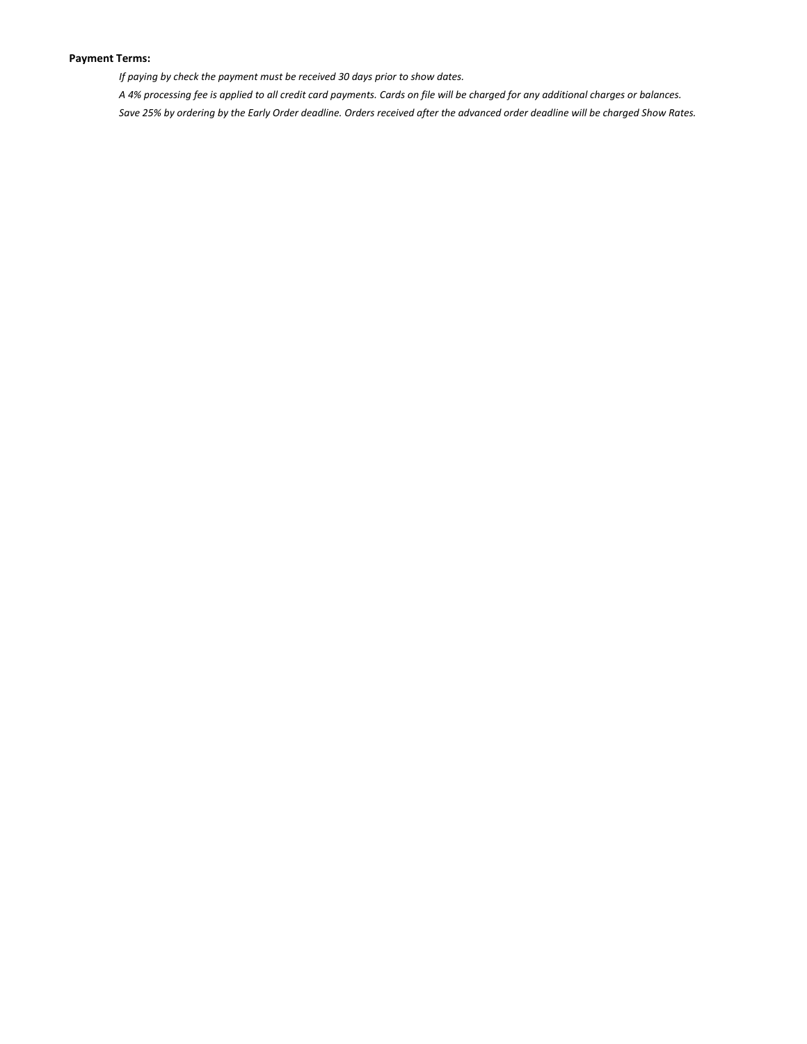**Payment Terms:**

*If paying by check the payment must be received 30 days prior to show dates.*

*A 4% processing fee is applied to all credit card payments. Cards on file will be charged for any additional charges or balances.*

*Save 25% by ordering by the Early Order deadline. Orders received after the advanced order deadline will be charged Show Rates.*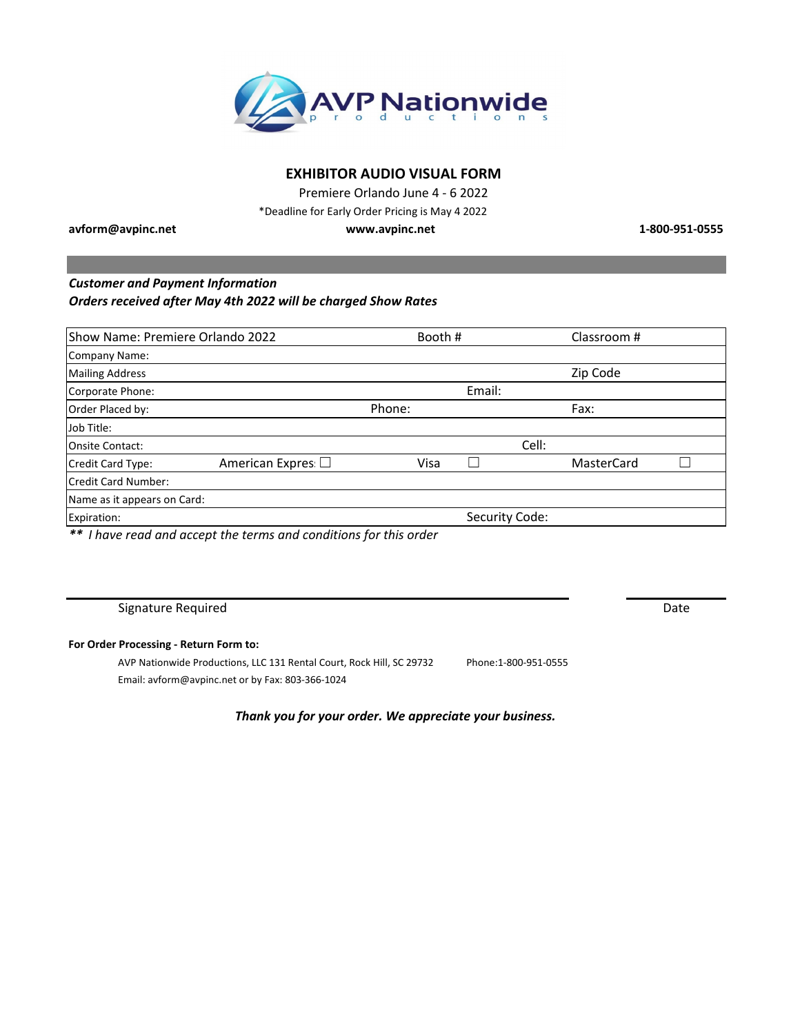AVP Nationwide productions

## EXHIBITOR AUDIO VISUAL FORM

Premiere Orlando June 4 - 6 2022

*Deadline for Early Order Pricing is May 4 2022

**avform@avpinc.net** **www.avpinc.net** **1-800-951-0555**

***Customer and Payment Information***

***Orders received after May 4th 2022 will be charged Show Rates***

| | | | | | |
|---|---|---|---|---|---|
| Show Name: Premiere Orlando 2022 | | Booth # | | Classroom # | |
| Company Name: | | | | | |
| Mailing Address | | | | Zip Code | |
| Corporate Phone: | | | Email: | | |
| Order Placed by: | | Phone: | | Fax: | |
| Job Title: | | | | | |
| Onsite Contact: | | | Cell: | | |
| Credit Card Type: | American Expres: ☐ | Visa | ☐ | MasterCard | ☐ |
| Credit Card Number: | | | | | |
| Name as it appears on Card: | | | | | |
| Expiration: | | | Security Code: | | |

*** I have read and accept the terms and conditions for this order*

Signature Required                                        Date

**For Order Processing - Return Form to:**

AVP Nationwide Productions, LLC 131 Rental Court, Rock Hill, SC 29732    Phone:1-800-951-0555

Email: avform@avpinc.net or by Fax: 803-366-1024

***Thank you for your order. We appreciate your business.***